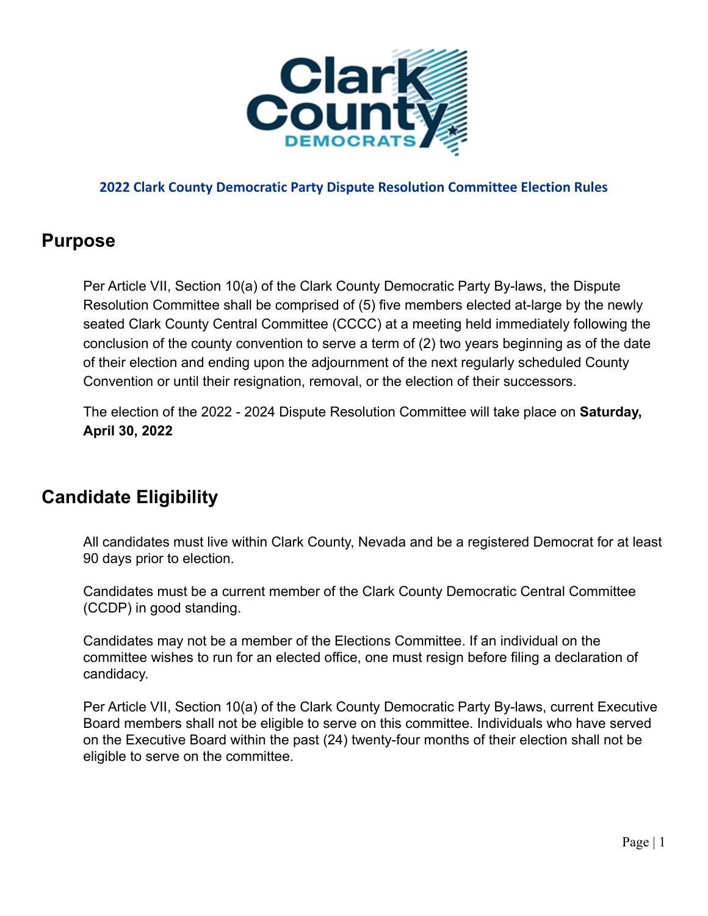**2022 Clark County Democratic Party Dispute Resolution Committee Election Rules**

## Purpose

Per Article VII, Section 10(a) of the Clark County Democratic Party By-laws, the Dispute Resolution Committee shall be comprised of (5) five members elected at-large by the newly seated Clark County Central Committee (CCCC) at a meeting held immediately following the conclusion of the county convention to serve a term of (2) two years beginning as of the date of their election and ending upon the adjournment of the next regularly scheduled County Convention or until their resignation, removal, or the election of their successors.

The election of the 2022 - 2024 Dispute Resolution Committee will take place on **Saturday, April 30, 2022**

## Candidate Eligibility

All candidates must live within Clark County, Nevada and be a registered Democrat for at least 90 days prior to election.

Candidates must be a current member of the Clark County Democratic Central Committee (CCDP) in good standing.

Candidates may not be a member of the Elections Committee. If an individual on the committee wishes to run for an elected office, one must resign before filing a declaration of candidacy.

Per Article VII, Section 10(a) of the Clark County Democratic Party By-laws, current Executive Board members shall not be eligible to serve on this committee. Individuals who have served on the Executive Board within the past (24) twenty-four months of their election shall not be eligible to serve on the committee.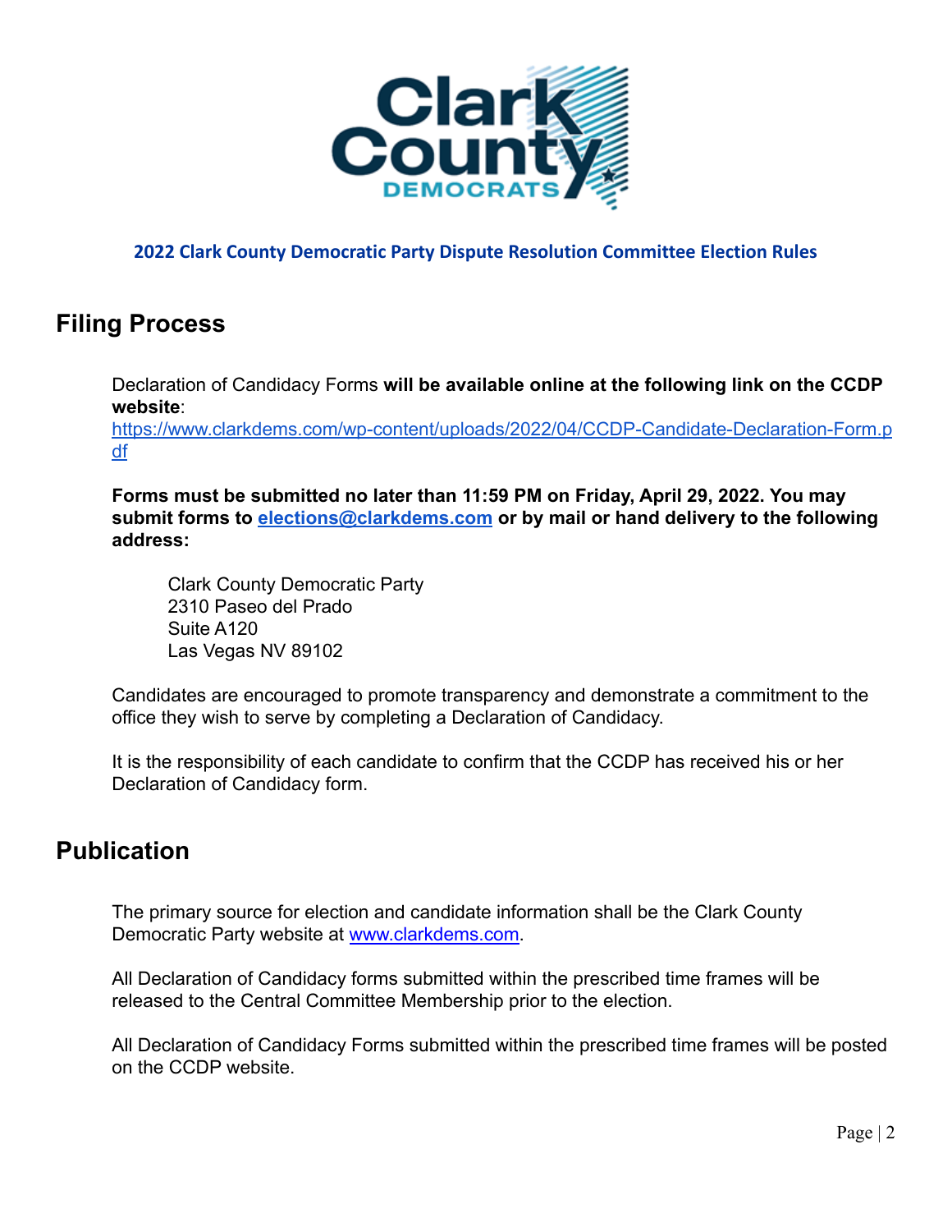**2022 Clark County Democratic Party Dispute Resolution Committee Election Rules**

## Filing Process

Declaration of Candidacy Forms **will be available online at the following link on the CCDP website**: https://www.clarkdems.com/wp-content/uploads/2022/04/CCDP-Candidate-Declaration-Form.pdf

**Forms must be submitted no later than 11:59 PM on Friday, April 29, 2022. You may submit forms to elections@clarkdems.com or by mail or hand delivery to the following address:**

Clark County Democratic Party
2310 Paseo del Prado
Suite A120
Las Vegas NV 89102

Candidates are encouraged to promote transparency and demonstrate a commitment to the office they wish to serve by completing a Declaration of Candidacy.

It is the responsibility of each candidate to confirm that the CCDP has received his or her Declaration of Candidacy form.

## Publication

The primary source for election and candidate information shall be the Clark County Democratic Party website at www.clarkdems.com.

All Declaration of Candidacy forms submitted within the prescribed time frames will be released to the Central Committee Membership prior to the election.

All Declaration of Candidacy Forms submitted within the prescribed time frames will be posted on the CCDP website.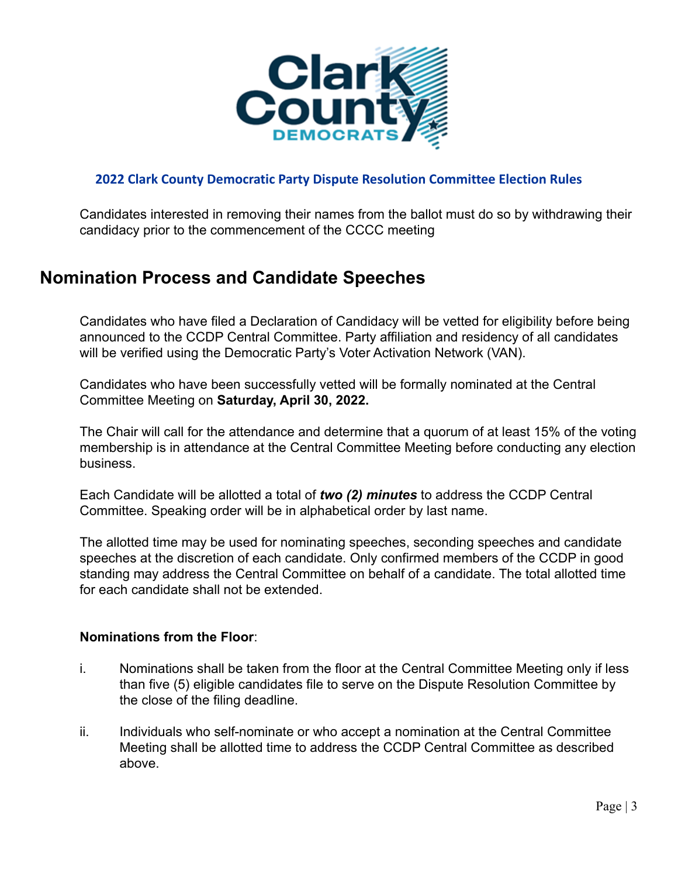**2022 Clark County Democratic Party Dispute Resolution Committee Election Rules**

Candidates interested in removing their names from the ballot must do so by withdrawing their candidacy prior to the commencement of the CCCC meeting

## Nomination Process and Candidate Speeches

Candidates who have filed a Declaration of Candidacy will be vetted for eligibility before being announced to the CCDP Central Committee. Party affiliation and residency of all candidates will be verified using the Democratic Party's Voter Activation Network (VAN).

Candidates who have been successfully vetted will be formally nominated at the Central Committee Meeting on **Saturday, April 30, 2022.**

The Chair will call for the attendance and determine that a quorum of at least 15% of the voting membership is in attendance at the Central Committee Meeting before conducting any election business.

Each Candidate will be allotted a total of ***two (2) minutes*** to address the CCDP Central Committee. Speaking order will be in alphabetical order by last name.

The allotted time may be used for nominating speeches, seconding speeches and candidate speeches at the discretion of each candidate. Only confirmed members of the CCDP in good standing may address the Central Committee on behalf of a candidate. The total allotted time for each candidate shall not be extended.

**Nominations from the Floor**:

i. Nominations shall be taken from the floor at the Central Committee Meeting only if less than five (5) eligible candidates file to serve on the Dispute Resolution Committee by the close of the filing deadline.

ii. Individuals who self-nominate or who accept a nomination at the Central Committee Meeting shall be allotted time to address the CCDP Central Committee as described above.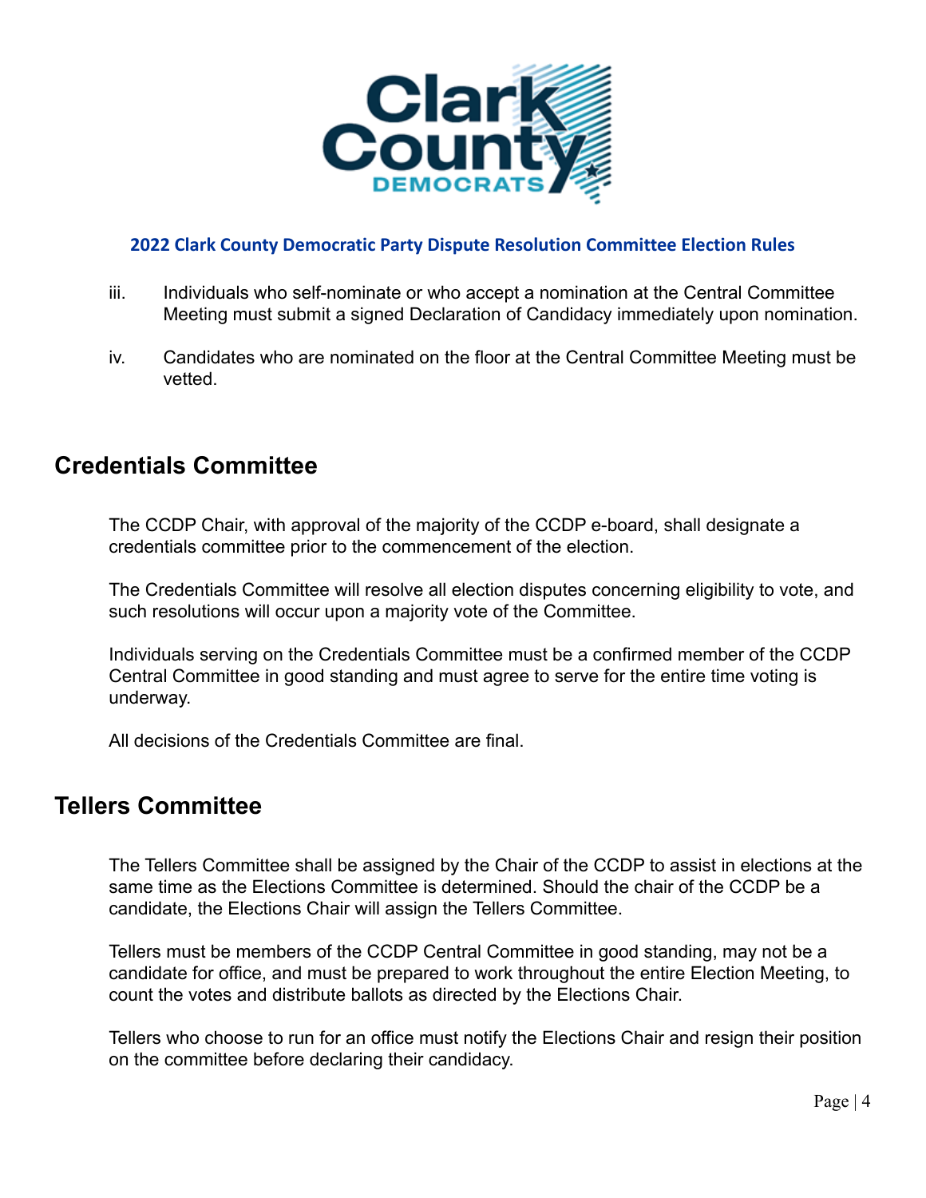iii. Individuals who self-nominate or who accept a nomination at the Central Committee Meeting must submit a signed Declaration of Candidacy immediately upon nomination.

iv. Candidates who are nominated on the floor at the Central Committee Meeting must be vetted.

## Credentials Committee

The CCDP Chair, with approval of the majority of the CCDP e-board, shall designate a credentials committee prior to the commencement of the election.

The Credentials Committee will resolve all election disputes concerning eligibility to vote, and such resolutions will occur upon a majority vote of the Committee.

Individuals serving on the Credentials Committee must be a confirmed member of the CCDP Central Committee in good standing and must agree to serve for the entire time voting is underway.

All decisions of the Credentials Committee are final.

## Tellers Committee

The Tellers Committee shall be assigned by the Chair of the CCDP to assist in elections at the same time as the Elections Committee is determined. Should the chair of the CCDP be a candidate, the Elections Chair will assign the Tellers Committee.

Tellers must be members of the CCDP Central Committee in good standing, may not be a candidate for office, and must be prepared to work throughout the entire Election Meeting, to count the votes and distribute ballots as directed by the Elections Chair.

Tellers who choose to run for an office must notify the Elections Chair and resign their position on the committee before declaring their candidacy.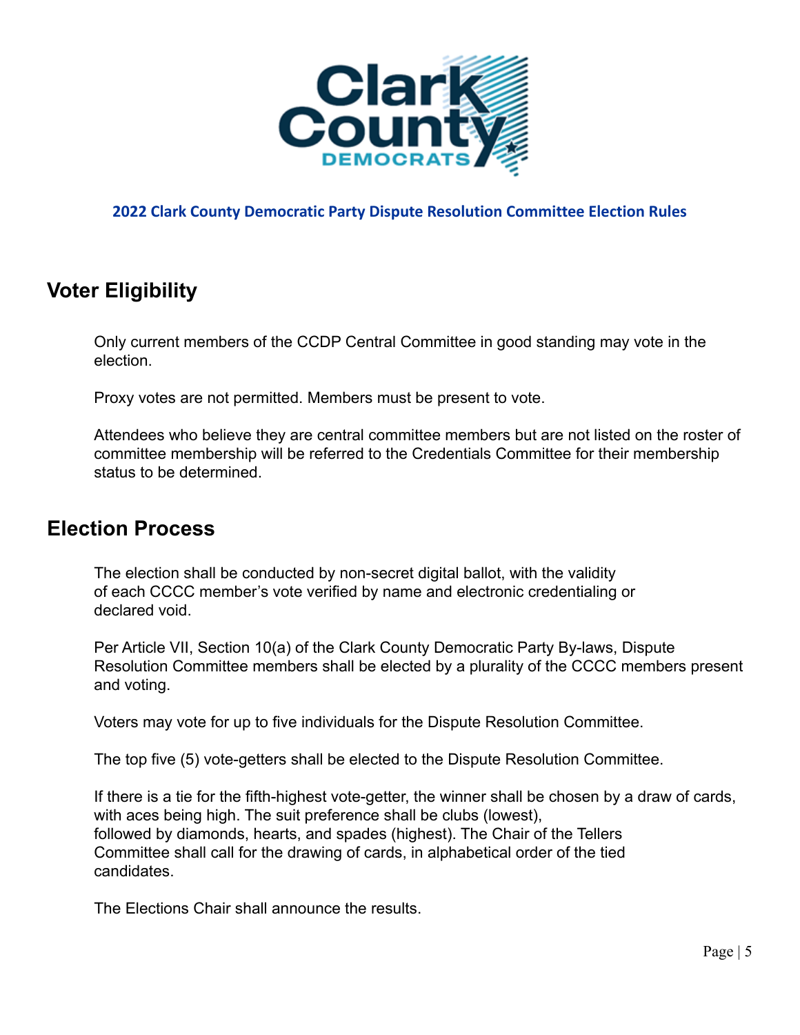**2022 Clark County Democratic Party Dispute Resolution Committee Election Rules**

## Voter Eligibility

Only current members of the CCDP Central Committee in good standing may vote in the election.

Proxy votes are not permitted. Members must be present to vote.

Attendees who believe they are central committee members but are not listed on the roster of committee membership will be referred to the Credentials Committee for their membership status to be determined.

## Election Process

The election shall be conducted by non-secret digital ballot, with the validity of each CCCC member's vote verified by name and electronic credentialing or declared void.

Per Article VII, Section 10(a) of the Clark County Democratic Party By-laws, Dispute Resolution Committee members shall be elected by a plurality of the CCCC members present and voting.

Voters may vote for up to five individuals for the Dispute Resolution Committee.

The top five (5) vote-getters shall be elected to the Dispute Resolution Committee.

If there is a tie for the fifth-highest vote-getter, the winner shall be chosen by a draw of cards, with aces being high. The suit preference shall be clubs (lowest), followed by diamonds, hearts, and spades (highest). The Chair of the Tellers Committee shall call for the drawing of cards, in alphabetical order of the tied candidates.

The Elections Chair shall announce the results.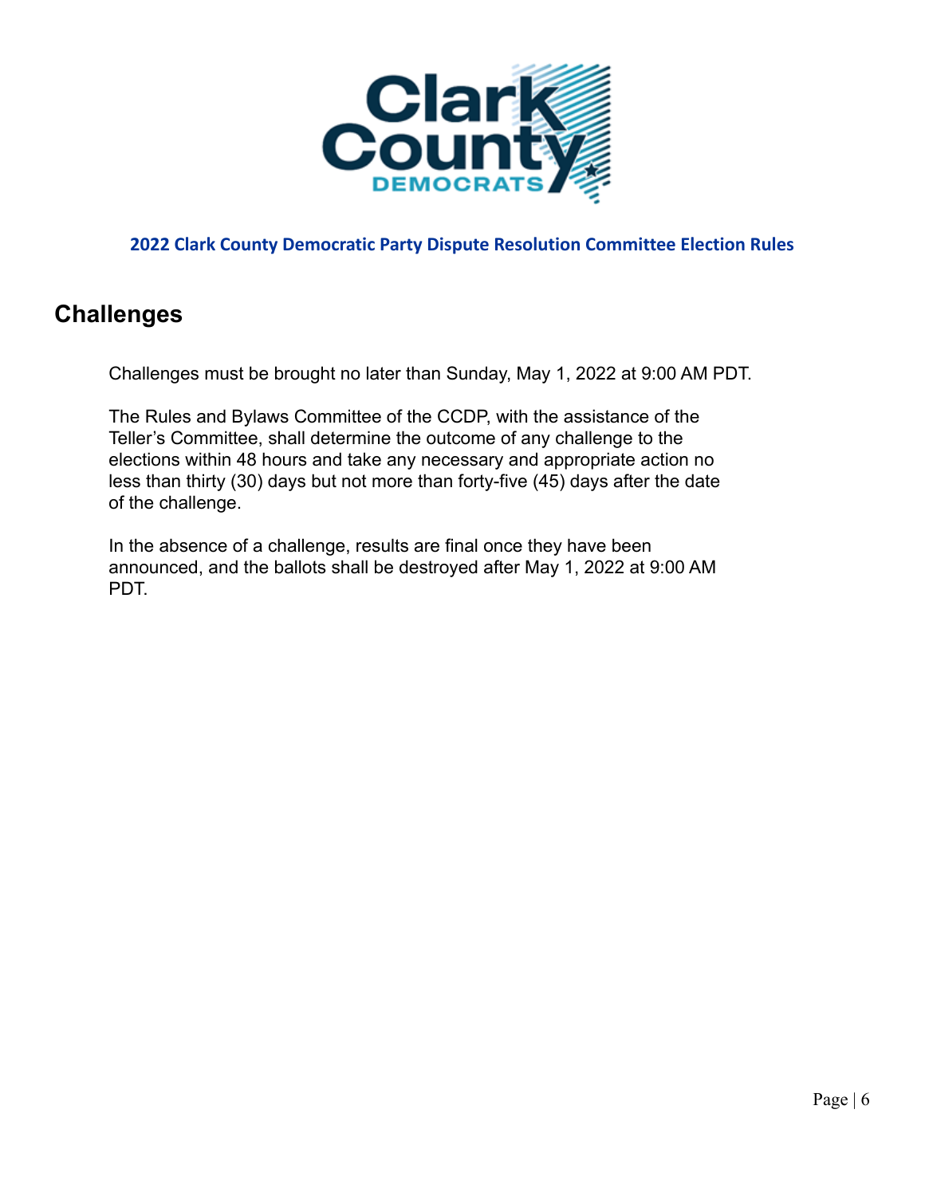**2022 Clark County Democratic Party Dispute Resolution Committee Election Rules**

## Challenges

Challenges must be brought no later than Sunday, May 1, 2022 at 9:00 AM PDT.

The Rules and Bylaws Committee of the CCDP, with the assistance of the Teller's Committee, shall determine the outcome of any challenge to the elections within 48 hours and take any necessary and appropriate action no less than thirty (30) days but not more than forty-five (45) days after the date of the challenge.

In the absence of a challenge, results are final once they have been announced, and the ballots shall be destroyed after May 1, 2022 at 9:00 AM PDT.